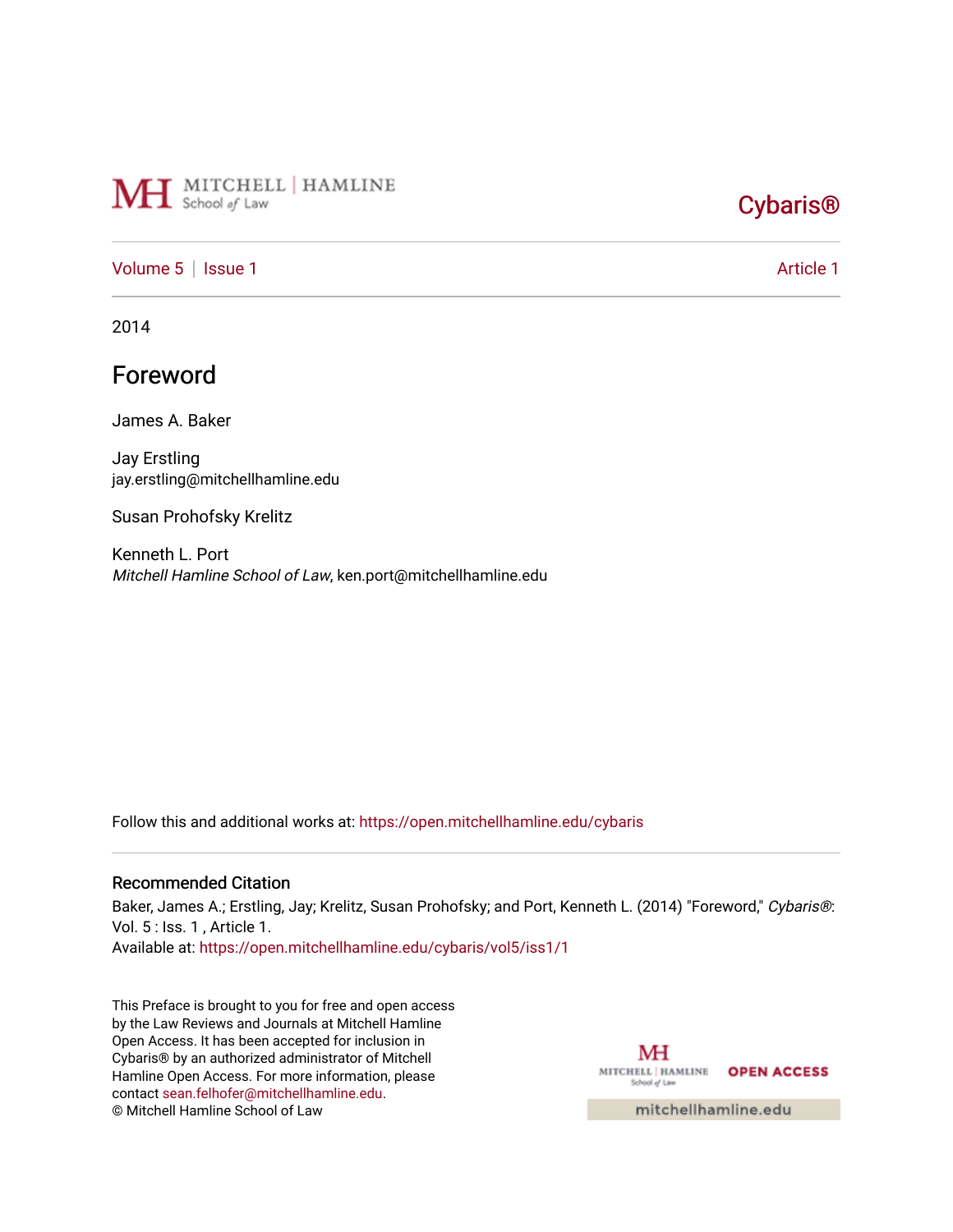Cybaris®

Volume 5 | Issue 1 Article 1

2014

# Foreword

James A. Baker

Jay Erstling
jay.erstling@mitchellhamline.edu

Susan Prohofsky Krelitz

Kenneth L. Port
*Mitchell Hamline School of Law*, ken.port@mitchellhamline.edu

Follow this and additional works at: https://open.mitchellhamline.edu/cybaris

## Recommended Citation

Baker, James A.; Erstling, Jay; Krelitz, Susan Prohofsky; and Port, Kenneth L. (2014) "Foreword," *Cybaris®*: Vol. 5 : Iss. 1 , Article 1.
Available at: https://open.mitchellhamline.edu/cybaris/vol5/iss1/1

This Preface is brought to you for free and open access by the Law Reviews and Journals at Mitchell Hamline Open Access. It has been accepted for inclusion in Cybaris® by an authorized administrator of Mitchell Hamline Open Access. For more information, please contact sean.felhofer@mitchellhamline.edu.
© Mitchell Hamline School of Law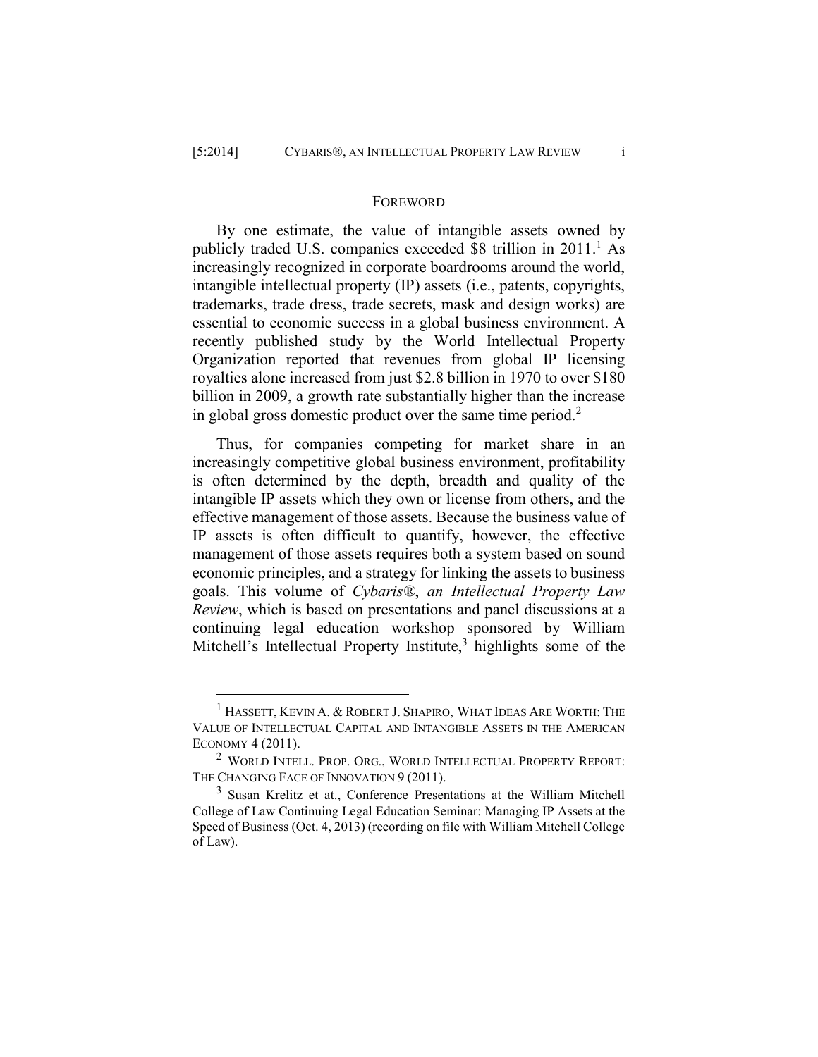## FOREWORD

By one estimate, the value of intangible assets owned by publicly traded U.S. companies exceeded \$8 trillion in 2011.[1] As increasingly recognized in corporate boardrooms around the world, intangible intellectual property (IP) assets (i.e., patents, copyrights, trademarks, trade dress, trade secrets, mask and design works) are essential to economic success in a global business environment. A recently published study by the World Intellectual Property Organization reported that revenues from global IP licensing royalties alone increased from just \$2.8 billion in 1970 to over \$180 billion in 2009, a growth rate substantially higher than the increase in global gross domestic product over the same time period.[2]

Thus, for companies competing for market share in an increasingly competitive global business environment, profitability is often determined by the depth, breadth and quality of the intangible IP assets which they own or license from others, and the effective management of those assets. Because the business value of IP assets is often difficult to quantify, however, the effective management of those assets requires both a system based on sound economic principles, and a strategy for linking the assets to business goals. This volume of *Cybaris®, an Intellectual Property Law Review*, which is based on presentations and panel discussions at a continuing legal education workshop sponsored by William Mitchell's Intellectual Property Institute,[3] highlights some of the

---

[1] HASSETT, KEVIN A. & ROBERT J. SHAPIRO, WHAT IDEAS ARE WORTH: THE VALUE OF INTELLECTUAL CAPITAL AND INTANGIBLE ASSETS IN THE AMERICAN ECONOMY 4 (2011).

[2] WORLD INTELL. PROP. ORG., WORLD INTELLECTUAL PROPERTY REPORT: THE CHANGING FACE OF INNOVATION 9 (2011).

[3] Susan Krelitz et at., Conference Presentations at the William Mitchell College of Law Continuing Legal Education Seminar: Managing IP Assets at the Speed of Business (Oct. 4, 2013) (recording on file with William Mitchell College of Law).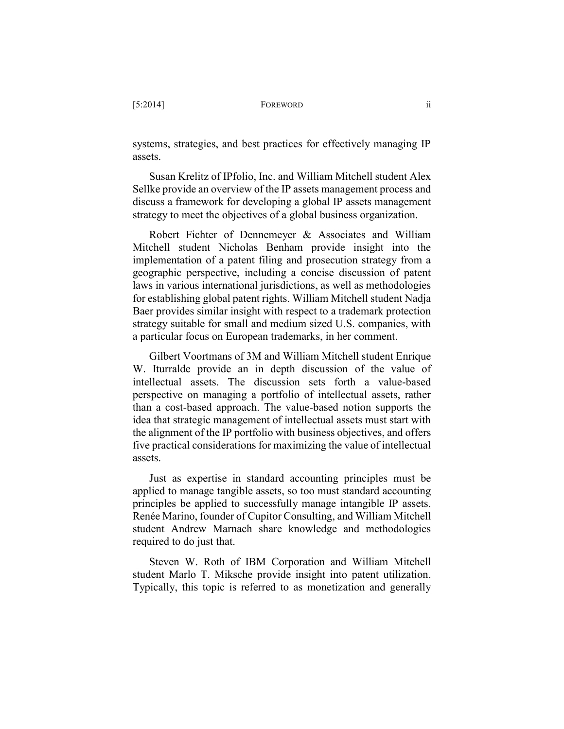systems, strategies, and best practices for effectively managing IP assets.

Susan Krelitz of IPfolio, Inc. and William Mitchell student Alex Sellke provide an overview of the IP assets management process and discuss a framework for developing a global IP assets management strategy to meet the objectives of a global business organization.

Robert Fichter of Dennemeyer & Associates and William Mitchell student Nicholas Benham provide insight into the implementation of a patent filing and prosecution strategy from a geographic perspective, including a concise discussion of patent laws in various international jurisdictions, as well as methodologies for establishing global patent rights. William Mitchell student Nadja Baer provides similar insight with respect to a trademark protection strategy suitable for small and medium sized U.S. companies, with a particular focus on European trademarks, in her comment.

Gilbert Voortmans of 3M and William Mitchell student Enrique W. Iturralde provide an in depth discussion of the value of intellectual assets. The discussion sets forth a value-based perspective on managing a portfolio of intellectual assets, rather than a cost-based approach. The value-based notion supports the idea that strategic management of intellectual assets must start with the alignment of the IP portfolio with business objectives, and offers five practical considerations for maximizing the value of intellectual assets.

Just as expertise in standard accounting principles must be applied to manage tangible assets, so too must standard accounting principles be applied to successfully manage intangible IP assets. Renée Marino, founder of Cupitor Consulting, and William Mitchell student Andrew Marnach share knowledge and methodologies required to do just that.

Steven W. Roth of IBM Corporation and William Mitchell student Marlo T. Miksche provide insight into patent utilization. Typically, this topic is referred to as monetization and generally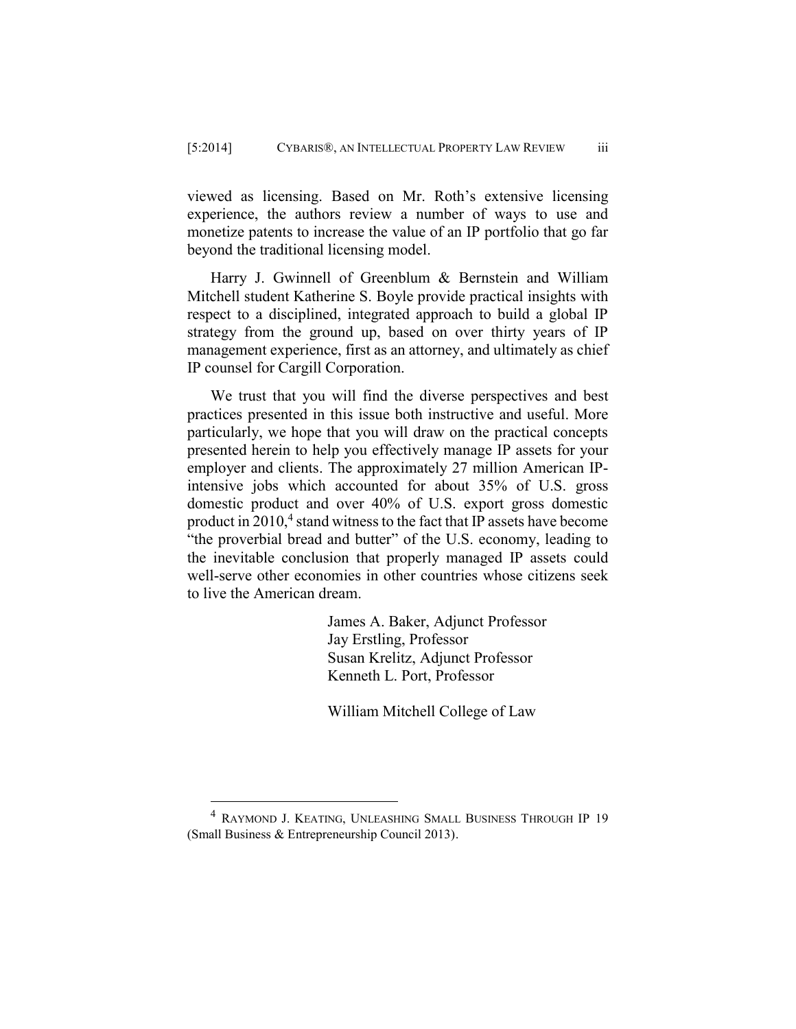viewed as licensing. Based on Mr. Roth's extensive licensing experience, the authors review a number of ways to use and monetize patents to increase the value of an IP portfolio that go far beyond the traditional licensing model.

Harry J. Gwinnell of Greenblum & Bernstein and William Mitchell student Katherine S. Boyle provide practical insights with respect to a disciplined, integrated approach to build a global IP strategy from the ground up, based on over thirty years of IP management experience, first as an attorney, and ultimately as chief IP counsel for Cargill Corporation.

We trust that you will find the diverse perspectives and best practices presented in this issue both instructive and useful. More particularly, we hope that you will draw on the practical concepts presented herein to help you effectively manage IP assets for your employer and clients. The approximately 27 million American IP-intensive jobs which accounted for about 35% of U.S. gross domestic product and over 40% of U.S. export gross domestic product in 2010,[4] stand witness to the fact that IP assets have become "the proverbial bread and butter" of the U.S. economy, leading to the inevitable conclusion that properly managed IP assets could well-serve other economies in other countries whose citizens seek to live the American dream.

James A. Baker, Adjunct Professor
Jay Erstling, Professor
Susan Krelitz, Adjunct Professor
Kenneth L. Port, Professor

William Mitchell College of Law

---

[4] RAYMOND J. KEATING, UNLEASHING SMALL BUSINESS THROUGH IP 19 (Small Business & Entrepreneurship Council 2013).